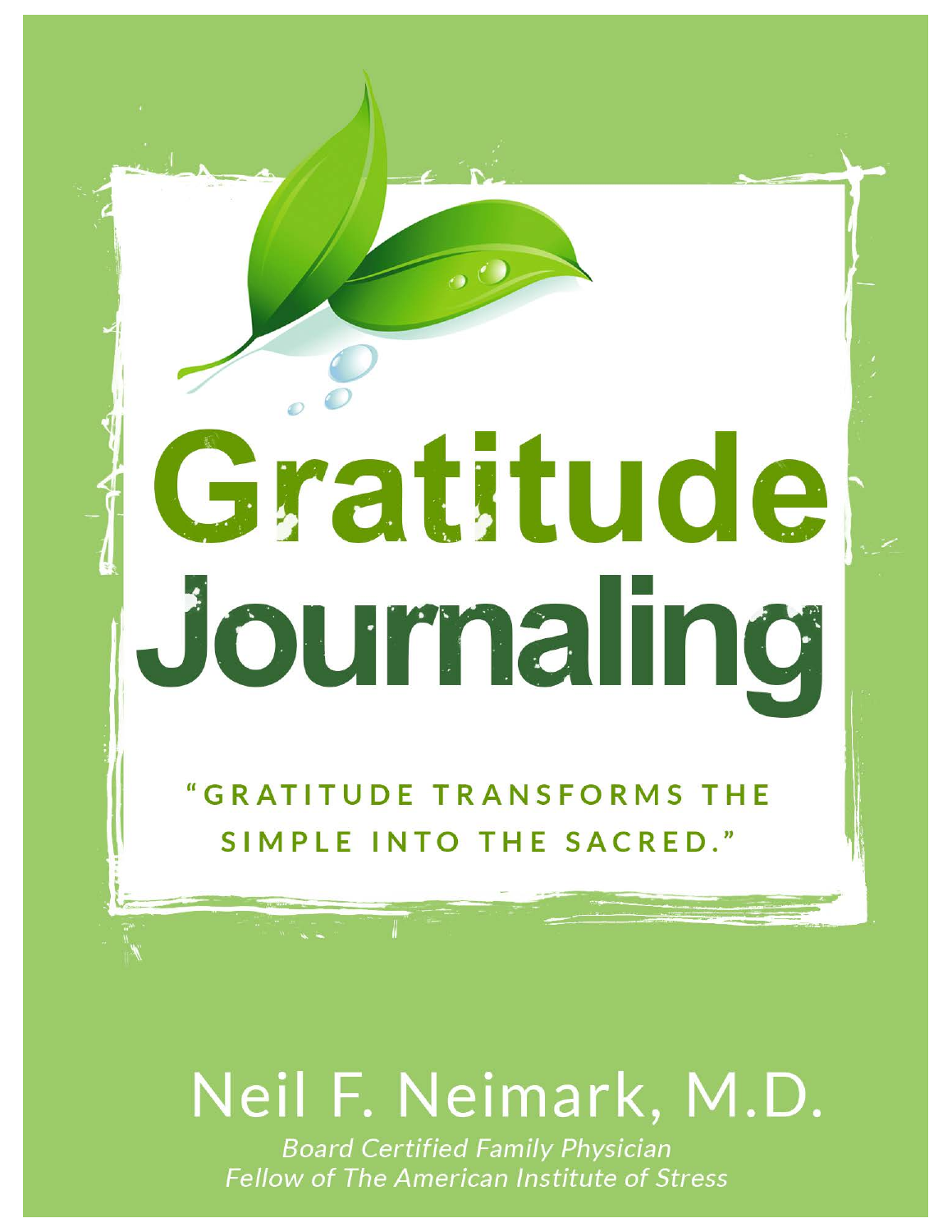# Gratitude Journaling

"GRATITUDE TRANSFORMS THE SIMPLE INTO THE SACRED."

## Neil F. Neimark, M.D.

*Board Certified Family Physician*
*Fellow of The American Institute of Stress*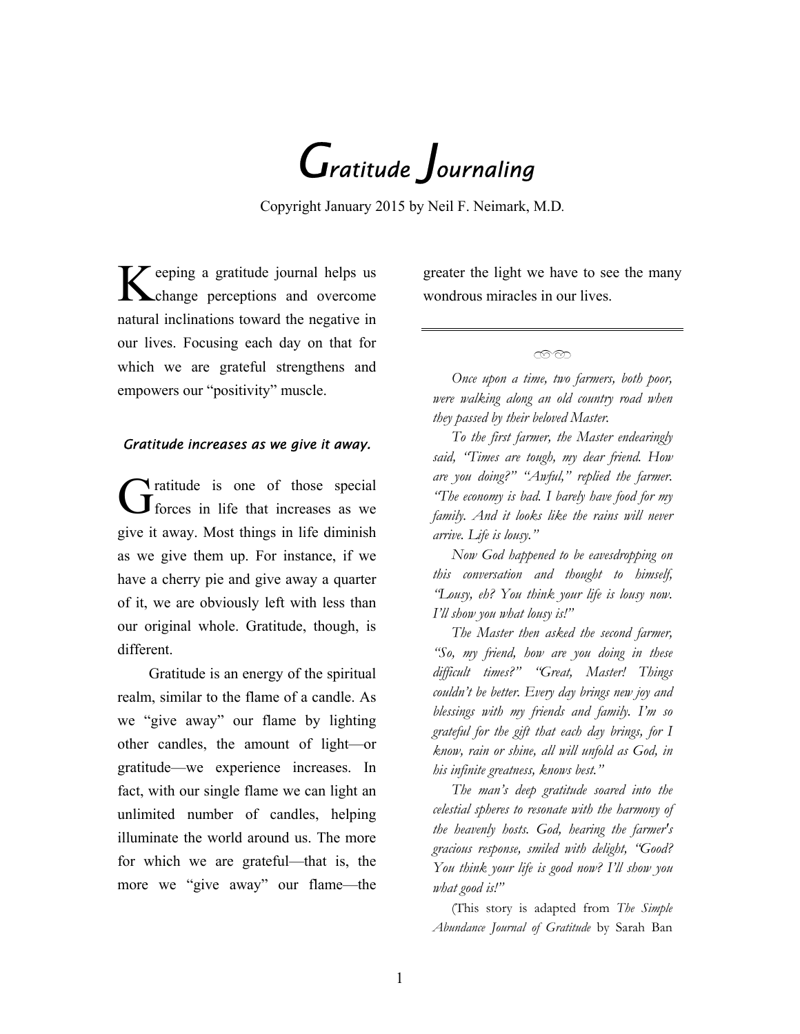# *Gratitude Journaling*

Copyright January 2015 by Neil F. Neimark, M.D.

Keeping a gratitude journal helps us change perceptions and overcome natural inclinations toward the negative in our lives. Focusing each day on that for which we are grateful strengthens and empowers our "positivity" muscle.

### *Gratitude increases as we give it away.*

Gratitude is one of those special forces in life that increases as we give it away. Most things in life diminish as we give them up. For instance, if we have a cherry pie and give away a quarter of it, we are obviously left with less than our original whole. Gratitude, though, is different.

Gratitude is an energy of the spiritual realm, similar to the flame of a candle. As we "give away" our flame by lighting other candles, the amount of light—or gratitude—we experience increases. In fact, with our single flame we can light an unlimited number of candles, helping illuminate the world around us. The more for which we are grateful—that is, the more we "give away" our flame—the greater the light we have to see the many wondrous miracles in our lives.

---

*Once upon a time, two farmers, both poor, were walking along an old country road when they passed by their beloved Master.*

*To the first farmer, the Master endearingly said, "Times are tough, my dear friend. How are you doing?" "Awful," replied the farmer. "The economy is bad. I barely have food for my family. And it looks like the rains will never arrive. Life is lousy."*

*Now God happened to be eavesdropping on this conversation and thought to himself, "Lousy, eh? You think your life is lousy now. I'll show you what lousy is!"*

*The Master then asked the second farmer, "So, my friend, how are you doing in these difficult times?" "Great, Master! Things couldn't be better. Every day brings new joy and blessings with my friends and family. I'm so grateful for the gift that each day brings, for I know, rain or shine, all will unfold as God, in his infinite greatness, knows best."*

*The man's deep gratitude soared into the celestial spheres to resonate with the harmony of the heavenly hosts. God, hearing the farmer's gracious response, smiled with delight, "Good? You think your life is good now? I'll show you what good is!"*

(This story is adapted from *The Simple Abundance Journal of Gratitude* by Sarah Ban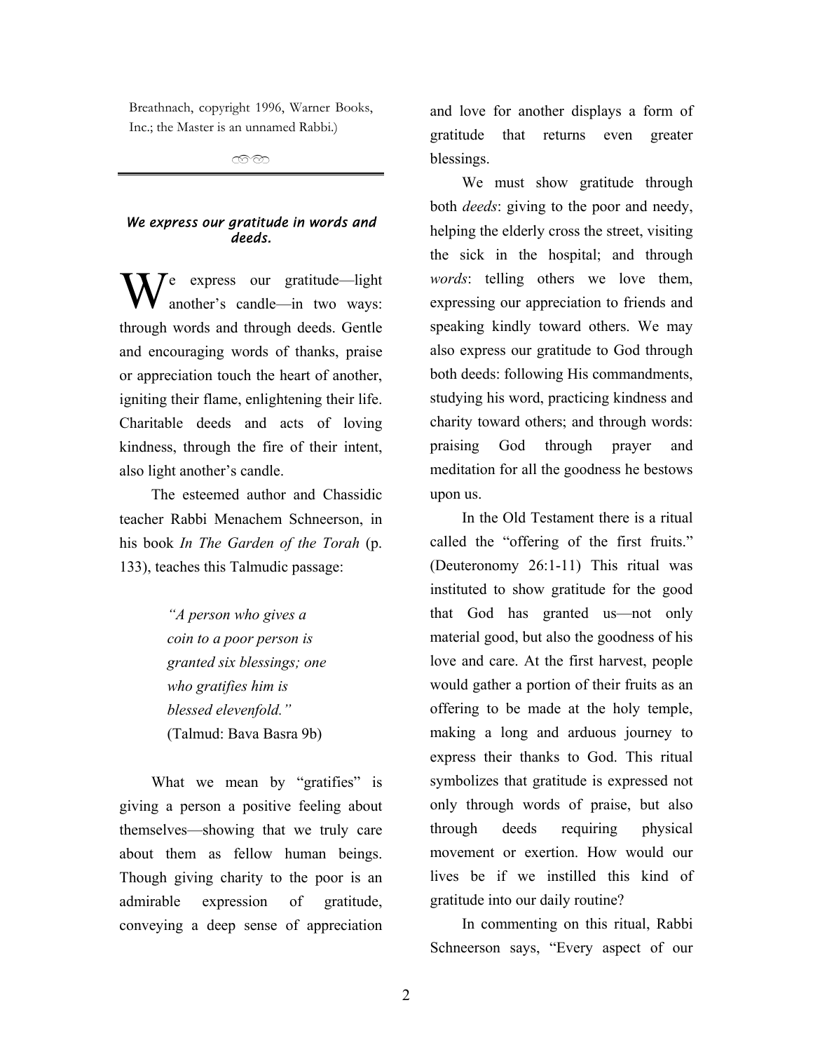Breathnach, copyright 1996, Warner Books, Inc.; the Master is an unnamed Rabbi.)

---

***We express our gratitude in words and deeds.***

We express our gratitude—light another's candle—in two ways: through words and through deeds. Gentle and encouraging words of thanks, praise or appreciation touch the heart of another, igniting their flame, enlightening their life. Charitable deeds and acts of loving kindness, through the fire of their intent, also light another's candle.

The esteemed author and Chassidic teacher Rabbi Menachem Schneerson, in his book *In The Garden of the Torah* (p. 133), teaches this Talmudic passage:

> *"A person who gives a coin to a poor person is granted six blessings; one who gratifies him is blessed elevenfold."*
> (Talmud: Bava Basra 9b)

What we mean by "gratifies" is giving a person a positive feeling about themselves—showing that we truly care about them as fellow human beings. Though giving charity to the poor is an admirable expression of gratitude, conveying a deep sense of appreciation and love for another displays a form of gratitude that returns even greater blessings.

We must show gratitude through both *deeds*: giving to the poor and needy, helping the elderly cross the street, visiting the sick in the hospital; and through *words*: telling others we love them, expressing our appreciation to friends and speaking kindly toward others. We may also express our gratitude to God through both deeds: following His commandments, studying his word, practicing kindness and charity toward others; and through words: praising God through prayer and meditation for all the goodness he bestows upon us.

In the Old Testament there is a ritual called the "offering of the first fruits." (Deuteronomy 26:1-11) This ritual was instituted to show gratitude for the good that God has granted us—not only material good, but also the goodness of his love and care. At the first harvest, people would gather a portion of their fruits as an offering to be made at the holy temple, making a long and arduous journey to express their thanks to God. This ritual symbolizes that gratitude is expressed not only through words of praise, but also through deeds requiring physical movement or exertion. How would our lives be if we instilled this kind of gratitude into our daily routine?

In commenting on this ritual, Rabbi Schneerson says, "Every aspect of our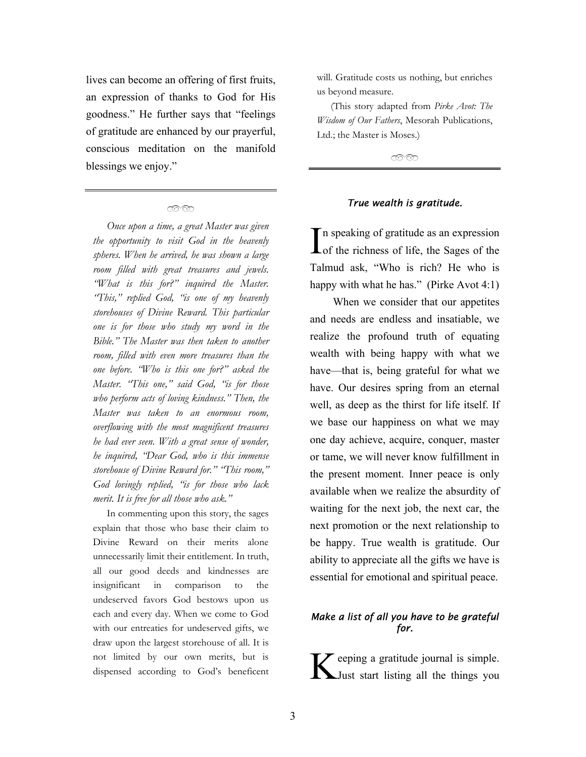lives can become an offering of first fruits, an expression of thanks to God for His goodness." He further says that "feelings of gratitude are enhanced by our prayerful, conscious meditation on the manifold blessings we enjoy."

---

*Once upon a time, a great Master was given the opportunity to visit God in the heavenly spheres. When he arrived, he was shown a large room filled with great treasures and jewels. "What is this for?" inquired the Master. "This," replied God, "is one of my heavenly storehouses of Divine Reward. This particular one is for those who study my word in the Bible." The Master was then taken to another room, filled with even more treasures than the one before. "Who is this one for?" asked the Master. "This one," said God, "is for those who perform acts of loving kindness." Then, the Master was taken to an enormous room, overflowing with the most magnificent treasures he had ever seen. With a great sense of wonder, he inquired, "Dear God, who is this immense storehouse of Divine Reward for." "This room," God lovingly replied, "is for those who lack merit. It is free for all those who ask."*

In commenting upon this story, the sages explain that those who base their claim to Divine Reward on their merits alone unnecessarily limit their entitlement. In truth, all our good deeds and kindnesses are insignificant in comparison to the undeserved favors God bestows upon us each and every day. When we come to God with our entreaties for undeserved gifts, we draw upon the largest storehouse of all. It is not limited by our own merits, but is dispensed according to God's beneficent will. Gratitude costs us nothing, but enriches us beyond measure.

(This story adapted from *Pirke Avot: The Wisdom of Our Fathers*, Mesorah Publications, Ltd.; the Master is Moses.)

---

### *True wealth is gratitude.*

In speaking of gratitude as an expression of the richness of life, the Sages of the Talmud ask, "Who is rich? He who is happy with what he has." (Pirke Avot 4:1)

When we consider that our appetites and needs are endless and insatiable, we realize the profound truth of equating wealth with being happy with what we have—that is, being grateful for what we have. Our desires spring from an eternal well, as deep as the thirst for life itself. If we base our happiness on what we may one day achieve, acquire, conquer, master or tame, we will never know fulfillment in the present moment. Inner peace is only available when we realize the absurdity of waiting for the next job, the next car, the next promotion or the next relationship to be happy. True wealth is gratitude. Our ability to appreciate all the gifts we have is essential for emotional and spiritual peace.

### *Make a list of all you have to be grateful for.*

Keeping a gratitude journal is simple. Just start listing all the things you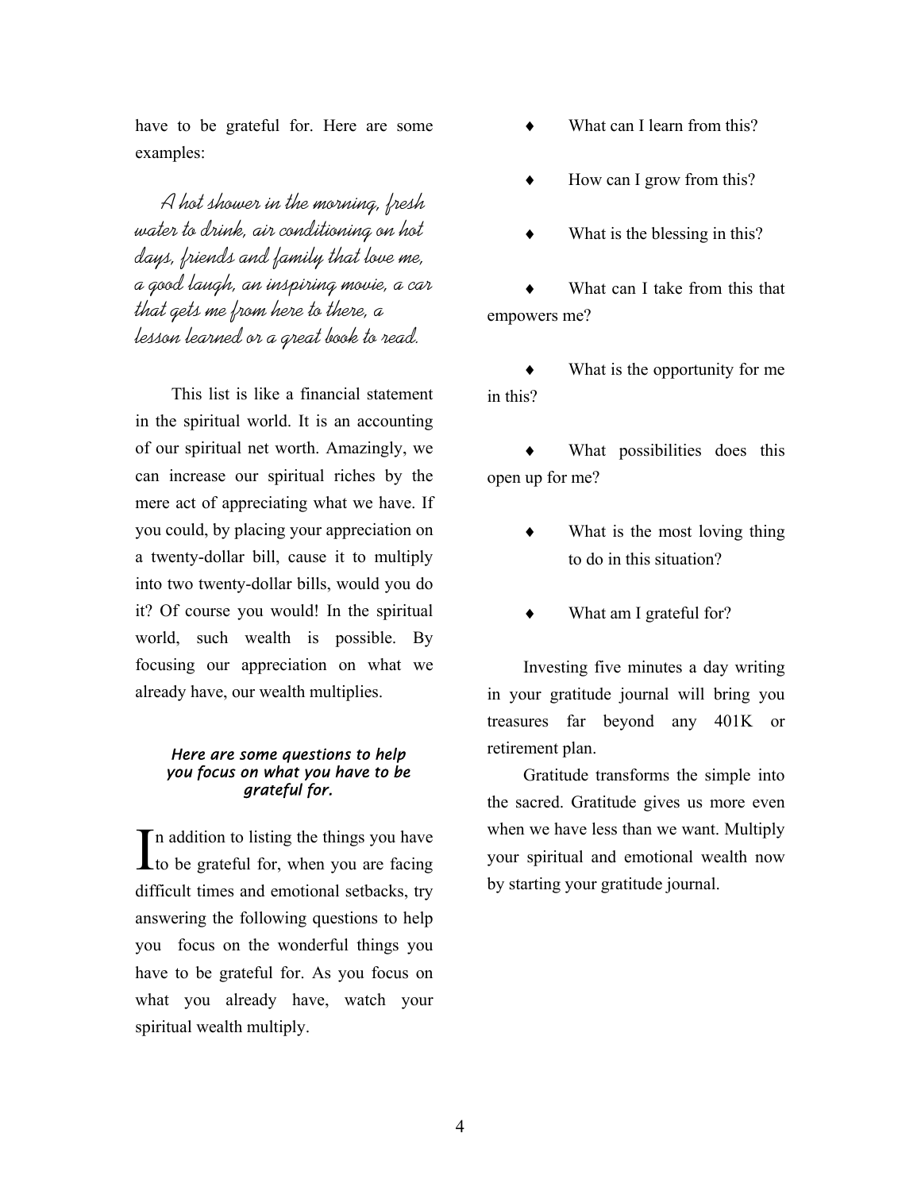have to be grateful for. Here are some examples:

*A hot shower in the morning, fresh water to drink, air conditioning on hot days, friends and family that love me, a good laugh, an inspiring movie, a car that gets me from here to there, a lesson learned or a great book to read.*

This list is like a financial statement in the spiritual world. It is an accounting of our spiritual net worth. Amazingly, we can increase our spiritual riches by the mere act of appreciating what we have. If you could, by placing your appreciation on a twenty-dollar bill, cause it to multiply into two twenty-dollar bills, would you do it? Of course you would! In the spiritual world, such wealth is possible. By focusing our appreciation on what we already have, our wealth multiplies.

### *Here are some questions to help you focus on what you have to be grateful for.*

In addition to listing the things you have to be grateful for, when you are facing difficult times and emotional setbacks, try answering the following questions to help you focus on the wonderful things you have to be grateful for. As you focus on what you already have, watch your spiritual wealth multiply.

- What can I learn from this?
- How can I grow from this?
- What is the blessing in this?
- What can I take from this that empowers me?
- What is the opportunity for me in this?
- What possibilities does this open up for me?
- What is the most loving thing to do in this situation?
- What am I grateful for?

Investing five minutes a day writing in your gratitude journal will bring you treasures far beyond any 401K or retirement plan.

Gratitude transforms the simple into the sacred. Gratitude gives us more even when we have less than we want. Multiply your spiritual and emotional wealth now by starting your gratitude journal.